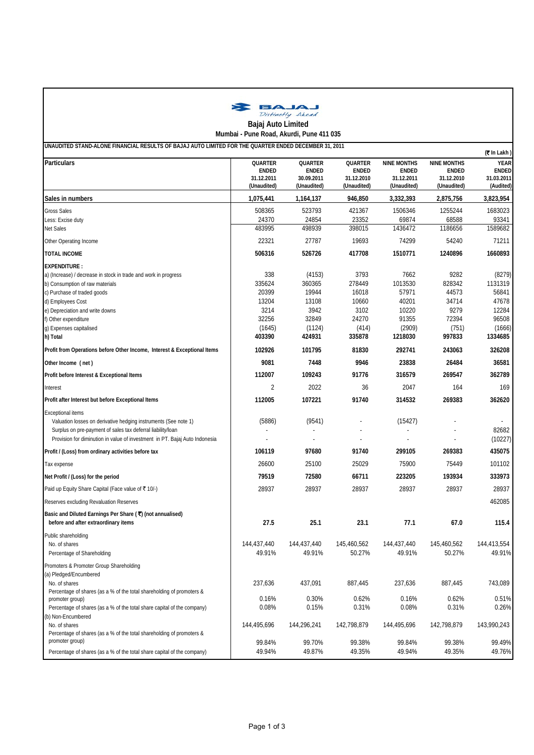**Bajaj Auto Limited**

**Mumbai - Pune Road, Akurdi, Pune 411 035**

**UNAUDITED STAND-ALONE FINANCIAL RESULTS OF BAJAJ AUTO LIMITED FOR THE QUARTER ENDED DECEMBER 31, 2011**

(₹ In Lakh)

| Particulars | QUARTER ENDED 31.12.2011 (Unaudited) | QUARTER ENDED 30.09.2011 (Unaudited) | QUARTER ENDED 31.12.2010 (Unaudited) | NINE MONTHS ENDED 31.12.2011 (Unaudited) | NINE MONTHS ENDED 31.12.2010 (Unaudited) | YEAR ENDED 31.03.2011 (Audited) |
|---|---|---|---|---|---|---|
| **Sales in numbers** | **1,075,441** | **1,164,137** | **946,850** | **3,332,393** | **2,875,756** | **3,823,954** |
| Gross Sales | 508365 | 523793 | 421367 | 1506346 | 1255244 | 1683023 |
| Less: Excise duty | 24370 | 24854 | 23352 | 69874 | 68588 | 93341 |
| Net Sales | 483995 | 498939 | 398015 | 1436472 | 1186656 | 1589682 |
| Other Operating Income | 22321 | 27787 | 19693 | 74299 | 54240 | 71211 |
| **TOTAL INCOME** | **506316** | **526726** | **417708** | **1510771** | **1240896** | **1660893** |
| **EXPENDITURE :** | | | | | | |
| a) (Increase) / decrease in stock in trade and work in progress | 338 | (4153) | 3793 | 7662 | 9282 | (8279) |
| b) Consumption of raw materials | 335624 | 360365 | 278449 | 1013530 | 828342 | 1131319 |
| c) Purchase of traded goods | 20399 | 19944 | 16018 | 57971 | 44573 | 56841 |
| d) Employees Cost | 13204 | 13108 | 10660 | 40201 | 34714 | 47678 |
| e) Depreciation and write downs | 3214 | 3942 | 3102 | 10220 | 9279 | 12284 |
| f) Other expenditure | 32256 | 32849 | 24270 | 91355 | 72394 | 96508 |
| g) Expenses capitalised | (1645) | (1124) | (414) | (2909) | (751) | (1666) |
| **h) Total** | **403390** | **424931** | **335878** | **1218030** | **997833** | **1334685** |
| **Profit from Operations before Other Income, Interest & Exceptional Items** | **102926** | **101795** | **81830** | **292741** | **243063** | **326208** |
| **Other Income ( net )** | **9081** | **7448** | **9946** | **23838** | **26484** | **36581** |
| **Profit before Interest & Exceptional Items** | **112007** | **109243** | **91776** | **316579** | **269547** | **362789** |
| Interest | 2 | 2022 | 36 | 2047 | 164 | 169 |
| **Profit after Interest but before Exceptional Items** | **112005** | **107221** | **91740** | **314532** | **269383** | **362620** |
| Exceptional items | | | | | | |
| Valuation losses on derivative hedging instruments (See note 1) | (5886) | (9541) | - | (15427) | - | - |
| Surplus on pre-payment of sales tax deferral liability/loan | - | - | - | - | - | 82682 |
| Provision for diminution in value of investment in PT. Bajaj Auto Indonesia | - | - | - | - | - | (10227) |
| **Profit / (Loss) from ordinary activities before tax** | **106119** | **97680** | **91740** | **299105** | **269383** | **435075** |
| Tax expense | 26600 | 25100 | 25029 | 75900 | 75449 | 101102 |
| **Net Profit / (Loss) for the period** | **79519** | **72580** | **66711** | **223205** | **193934** | **333973** |
| Paid up Equity Share Capital (Face value of ₹ 10/-) | 28937 | 28937 | 28937 | 28937 | 28937 | 28937 |
| Reserves excluding Revaluation Reserves | | | | | | 462085 |
| **Basic and Diluted Earnings Per Share (₹) (not annualised) before and after extraordinary items** | **27.5** | **25.1** | **23.1** | **77.1** | **67.0** | **115.4** |
| Public shareholding | | | | | | |
| No. of shares | 144,437,440 | 144,437,440 | 145,460,562 | 144,437,440 | 145,460,562 | 144,413,554 |
| Percentage of Shareholding | 49.91% | 49.91% | 50.27% | 49.91% | 50.27% | 49.91% |
| Promoters & Promoter Group Shareholding | | | | | | |
| (a) Pledged/Encumbered | | | | | | |
| No. of shares | 237,636 | 437,091 | 887,445 | 237,636 | 887,445 | 743,089 |
| Percentage of shares (as a % of the total shareholding of promoters & promoter group) | 0.16% | 0.30% | 0.62% | 0.16% | 0.62% | 0.51% |
| Percentage of shares (as a % of the total share capital of the company) | 0.08% | 0.15% | 0.31% | 0.08% | 0.31% | 0.26% |
| (b) Non-Encumbered | | | | | | |
| No. of shares | 144,495,696 | 144,296,241 | 142,798,879 | 144,495,696 | 142,798,879 | 143,990,243 |
| Percentage of shares (as a % of the total shareholding of promoters & promoter group) | 99.84% | 99.70% | 99.38% | 99.84% | 99.38% | 99.49% |
| Percentage of shares (as a % of the total share capital of the company) | 49.94% | 49.87% | 49.35% | 49.94% | 49.35% | 49.76% |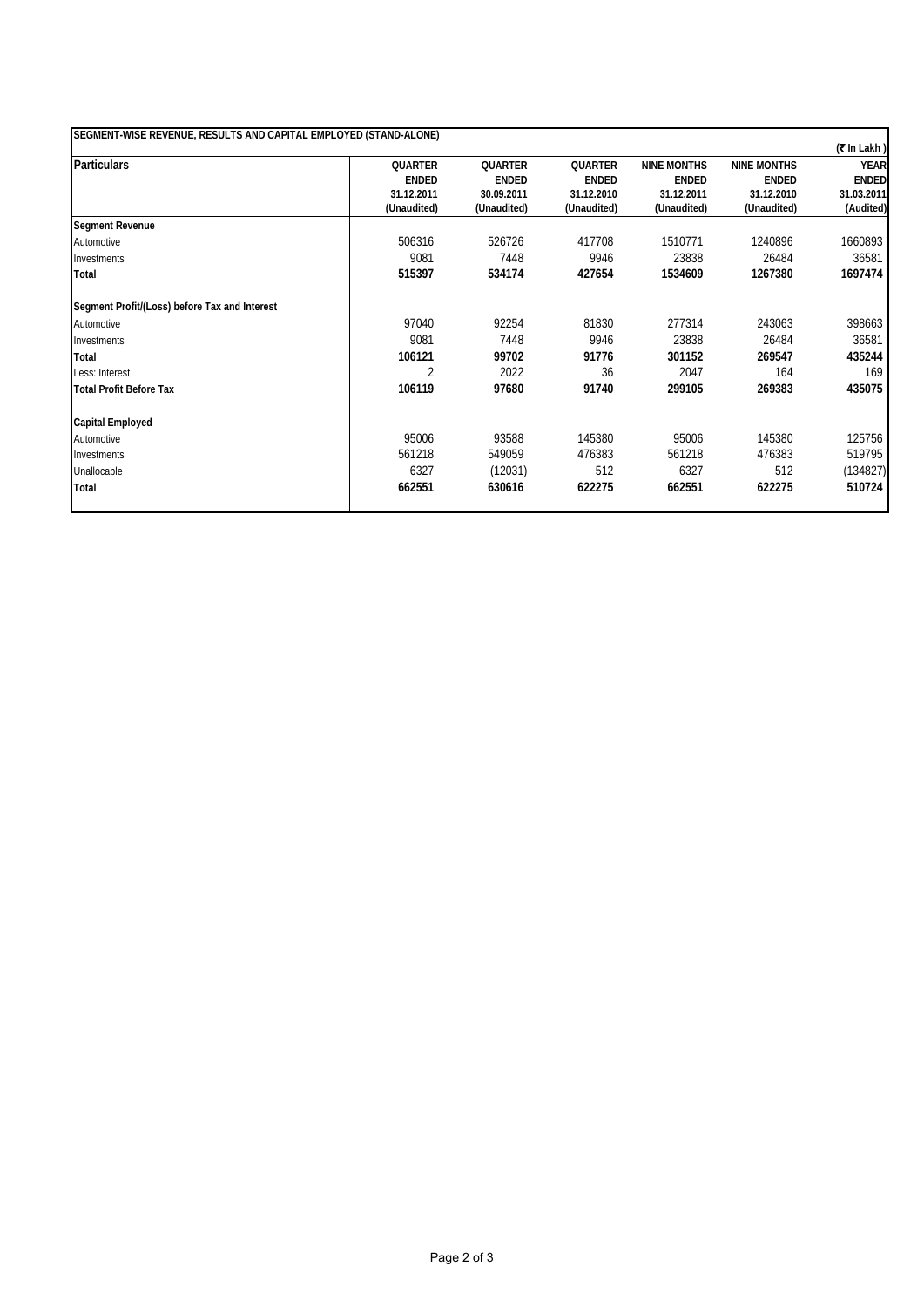**SEGMENT-WISE REVENUE, RESULTS AND CAPITAL EMPLOYED (STAND-ALONE)**

(₹ In Lakh )

| Particulars | QUARTER ENDED 31.12.2011 (Unaudited) | QUARTER ENDED 30.09.2011 (Unaudited) | QUARTER ENDED 31.12.2010 (Unaudited) | NINE MONTHS ENDED 31.12.2011 (Unaudited) | NINE MONTHS ENDED 31.12.2010 (Unaudited) | YEAR ENDED 31.03.2011 (Audited) |
|---|---|---|---|---|---|---|
| **Segment Revenue** | | | | | | |
| Automotive | 506316 | 526726 | 417708 | 1510771 | 1240896 | 1660893 |
| Investments | 9081 | 7448 | 9946 | 23838 | 26484 | 36581 |
| **Total** | **515397** | **534174** | **427654** | **1534609** | **1267380** | **1697474** |
| **Segment Profit/(Loss) before Tax and Interest** | | | | | | |
| Automotive | 97040 | 92254 | 81830 | 277314 | 243063 | 398663 |
| Investments | 9081 | 7448 | 9946 | 23838 | 26484 | 36581 |
| **Total** | **106121** | **99702** | **91776** | **301152** | **269547** | **435244** |
| Less: Interest | 2 | 2022 | 36 | 2047 | 164 | 169 |
| **Total Profit Before Tax** | **106119** | **97680** | **91740** | **299105** | **269383** | **435075** |
| **Capital Employed** | | | | | | |
| Automotive | 95006 | 93588 | 145380 | 95006 | 145380 | 125756 |
| Investments | 561218 | 549059 | 476383 | 561218 | 476383 | 519795 |
| Unallocable | 6327 | (12031) | 512 | 6327 | 512 | (134827) |
| **Total** | **662551** | **630616** | **622275** | **662551** | **622275** | **510724** |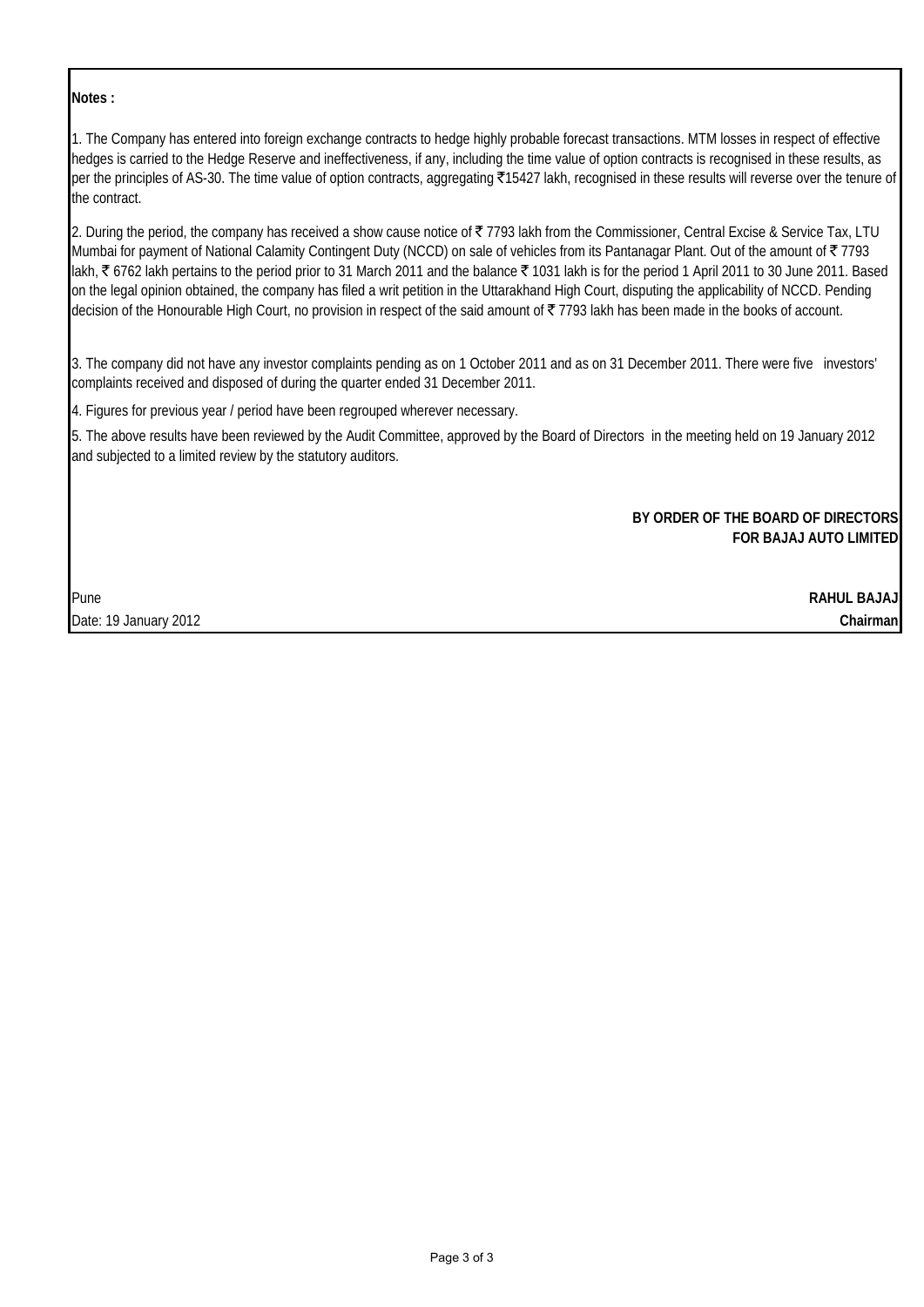**Notes :**

1. The Company has entered into foreign exchange contracts to hedge highly probable forecast transactions. MTM losses in respect of effective hedges is carried to the Hedge Reserve and ineffectiveness, if any, including the time value of option contracts is recognised in these results, as per the principles of AS-30. The time value of option contracts, aggregating ₹15427 lakh, recognised in these results will reverse over the tenure of the contract.

2. During the period, the company has received a show cause notice of ₹ 7793 lakh from the Commissioner, Central Excise & Service Tax, LTU Mumbai for payment of National Calamity Contingent Duty (NCCD) on sale of vehicles from its Pantanagar Plant. Out of the amount of ₹ 7793 lakh, ₹ 6762 lakh pertains to the period prior to 31 March 2011 and the balance ₹ 1031 lakh is for the period 1 April 2011 to 30 June 2011. Based on the legal opinion obtained, the company has filed a writ petition in the Uttarakhand High Court, disputing the applicability of NCCD. Pending decision of the Honourable High Court, no provision in respect of the said amount of ₹ 7793 lakh has been made in the books of account.

3. The company did not have any investor complaints pending as on 1 October 2011 and as on 31 December 2011. There were five investors' complaints received and disposed of during the quarter ended 31 December 2011.

4. Figures for previous year / period have been regrouped wherever necessary.

5. The above results have been reviewed by the Audit Committee, approved by the Board of Directors in the meeting held on 19 January 2012 and subjected to a limited review by the statutory auditors.

**BY ORDER OF THE BOARD OF DIRECTORS**
**FOR BAJAJ AUTO LIMITED**

Pune
Date: 19 January 2012

**RAHUL BAJAJ**
**Chairman**